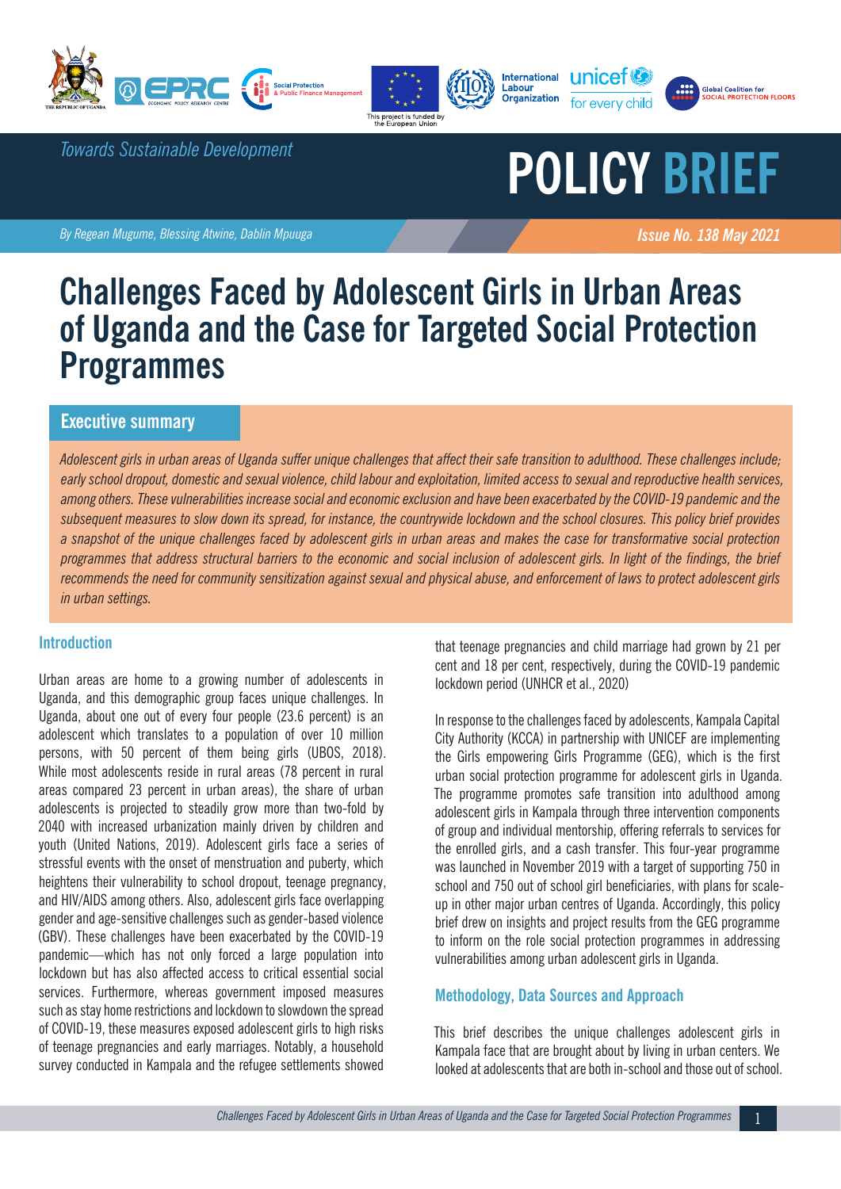*Towards Sustainable Development*

# POLICY BRIEF

*By Regean Mugume, Blessing Atwine, Dablin Mpuuga*

***Issue No. 138 May 2021***

# Challenges Faced by Adolescent Girls in Urban Areas of Uganda and the Case for Targeted Social Protection Programmes

## Executive summary

*Adolescent girls in urban areas of Uganda suffer unique challenges that affect their safe transition to adulthood. These challenges include; early school dropout, domestic and sexual violence, child labour and exploitation, limited access to sexual and reproductive health services, among others. These vulnerabilities increase social and economic exclusion and have been exacerbated by the COVID-19 pandemic and the subsequent measures to slow down its spread, for instance, the countrywide lockdown and the school closures. This policy brief provides a snapshot of the unique challenges faced by adolescent girls in urban areas and makes the case for transformative social protection programmes that address structural barriers to the economic and social inclusion of adolescent girls. In light of the findings, the brief recommends the need for community sensitization against sexual and physical abuse, and enforcement of laws to protect adolescent girls in urban settings.*

## Introduction

Urban areas are home to a growing number of adolescents in Uganda, and this demographic group faces unique challenges. In Uganda, about one out of every four people (23.6 percent) is an adolescent which translates to a population of over 10 million persons, with 50 percent of them being girls (UBOS, 2018). While most adolescents reside in rural areas (78 percent in rural areas compared 23 percent in urban areas), the share of urban adolescents is projected to steadily grow more than two-fold by 2040 with increased urbanization mainly driven by children and youth (United Nations, 2019). Adolescent girls face a series of stressful events with the onset of menstruation and puberty, which heightens their vulnerability to school dropout, teenage pregnancy, and HIV/AIDS among others. Also, adolescent girls face overlapping gender and age-sensitive challenges such as gender-based violence (GBV). These challenges have been exacerbated by the COVID-19 pandemic—which has not only forced a large population into lockdown but has also affected access to critical essential social services. Furthermore, whereas government imposed measures such as stay home restrictions and lockdown to slowdown the spread of COVID-19, these measures exposed adolescent girls to high risks of teenage pregnancies and early marriages. Notably, a household survey conducted in Kampala and the refugee settlements showed that teenage pregnancies and child marriage had grown by 21 per cent and 18 per cent, respectively, during the COVID-19 pandemic lockdown period (UNHCR et al., 2020)

In response to the challenges faced by adolescents, Kampala Capital City Authority (KCCA) in partnership with UNICEF are implementing the Girls empowering Girls Programme (GEG), which is the first urban social protection programme for adolescent girls in Uganda. The programme promotes safe transition into adulthood among adolescent girls in Kampala through three intervention components of group and individual mentorship, offering referrals to services for the enrolled girls, and a cash transfer. This four-year programme was launched in November 2019 with a target of supporting 750 in school and 750 out of school girl beneficiaries, with plans for scale-up in other major urban centres of Uganda. Accordingly, this policy brief drew on insights and project results from the GEG programme to inform on the role social protection programmes in addressing vulnerabilities among urban adolescent girls in Uganda.

## Methodology, Data Sources and Approach

This brief describes the unique challenges adolescent girls in Kampala face that are brought about by living in urban centers. We looked at adolescents that are both in-school and those out of school.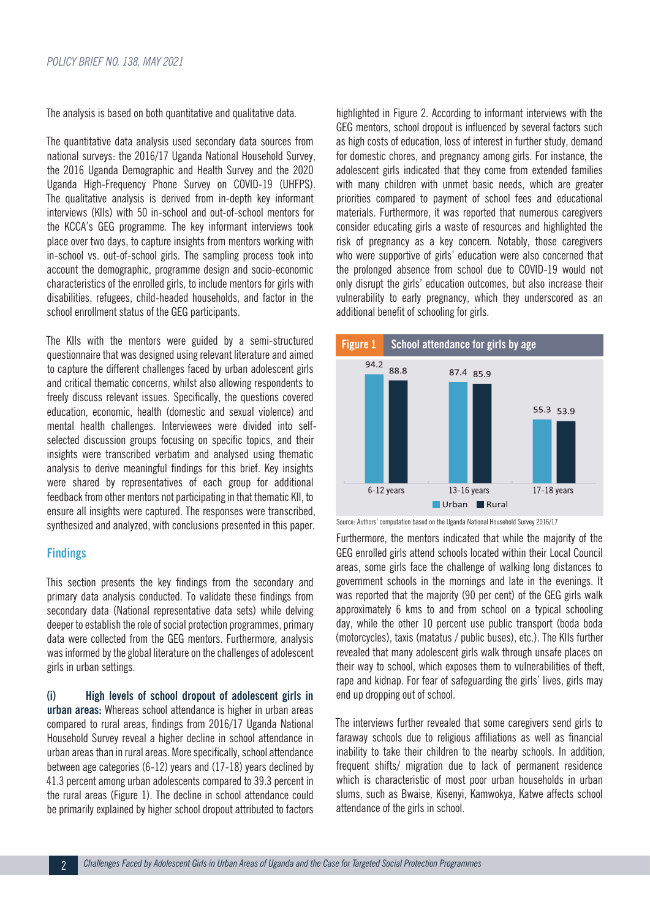The analysis is based on both quantitative and qualitative data.

The quantitative data analysis used secondary data sources from national surveys: the 2016/17 Uganda National Household Survey, the 2016 Uganda Demographic and Health Survey and the 2020 Uganda High-Frequency Phone Survey on COVID-19 (UHFPS). The qualitative analysis is derived from in-depth key informant interviews (KIIs) with 50 in-school and out-of-school mentors for the KCCA's GEG programme. The key informant interviews took place over two days, to capture insights from mentors working with in-school vs. out-of-school girls. The sampling process took into account the demographic, programme design and socio-economic characteristics of the enrolled girls, to include mentors for girls with disabilities, refugees, child-headed households, and factor in the school enrollment status of the GEG participants.

The KIIs with the mentors were guided by a semi-structured questionnaire that was designed using relevant literature and aimed to capture the different challenges faced by urban adolescent girls and critical thematic concerns, whilst also allowing respondents to freely discuss relevant issues. Specifically, the questions covered education, economic, health (domestic and sexual violence) and mental health challenges. Interviewees were divided into self-selected discussion groups focusing on specific topics, and their insights were transcribed verbatim and analysed using thematic analysis to derive meaningful findings for this brief. Key insights were shared by representatives of each group for additional feedback from other mentors not participating in that thematic KII, to ensure all insights were captured. The responses were transcribed, synthesized and analyzed, with conclusions presented in this paper.

## Findings

This section presents the key findings from the secondary and primary data analysis conducted. To validate these findings from secondary data (National representative data sets) while delving deeper to establish the role of social protection programmes, primary data were collected from the GEG mentors. Furthermore, analysis was informed by the global literature on the challenges of adolescent girls in urban settings.

**(i) High levels of school dropout of adolescent girls in urban areas:** Whereas school attendance is higher in urban areas compared to rural areas, findings from 2016/17 Uganda National Household Survey reveal a higher decline in school attendance in urban areas than in rural areas. More specifically, school attendance between age categories (6-12) years and (17-18) years declined by 41.3 percent among urban adolescents compared to 39.3 percent in the rural areas (Figure 1). The decline in school attendance could be primarily explained by higher school dropout attributed to factors highlighted in Figure 2. According to informant interviews with the GEG mentors, school dropout is influenced by several factors such as high costs of education, loss of interest in further study, demand for domestic chores, and pregnancy among girls. For instance, the adolescent girls indicated that they come from extended families with many children with unmet basic needs, which are greater priorities compared to payment of school fees and educational materials. Furthermore, it was reported that numerous caregivers consider educating girls a waste of resources and highlighted the risk of pregnancy as a key concern. Notably, those caregivers who were supportive of girls' education were also concerned that the prolonged absence from school due to COVID-19 would not only disrupt the girls' education outcomes, but also increase their vulnerability to early pregnancy, which they underscored as an additional benefit of schooling for girls.

**Figure 1** School attendance for girls by age

| Age group | Urban | Rural |
|---|---|---|
| 6-12 years | 94.2 | 88.8 |
| 13-16 years | 87.4 | 85.9 |
| 17-18 years | 55.3 | 53.9 |

Source: Authors' computation based on the Uganda National Household Survey 2016/17

Furthermore, the mentors indicated that while the majority of the GEG enrolled girls attend schools located within their Local Council areas, some girls face the challenge of walking long distances to government schools in the mornings and late in the evenings. It was reported that the majority (90 per cent) of the GEG girls walk approximately 6 kms to and from school on a typical schooling day, while the other 10 percent use public transport (boda boda (motorcycles), taxis (matatus / public buses), etc.). The KIIs further revealed that many adolescent girls walk through unsafe places on their way to school, which exposes them to vulnerabilities of theft, rape and kidnap. For fear of safeguarding the girls' lives, girls may end up dropping out of school.

The interviews further revealed that some caregivers send girls to faraway schools due to religious affiliations as well as financial inability to take their children to the nearby schools. In addition, frequent shifts/ migration due to lack of permanent residence which is characteristic of most poor urban households in urban slums, such as Bwaise, Kisenyi, Kamwokya, Katwe affects school attendance of the girls in school.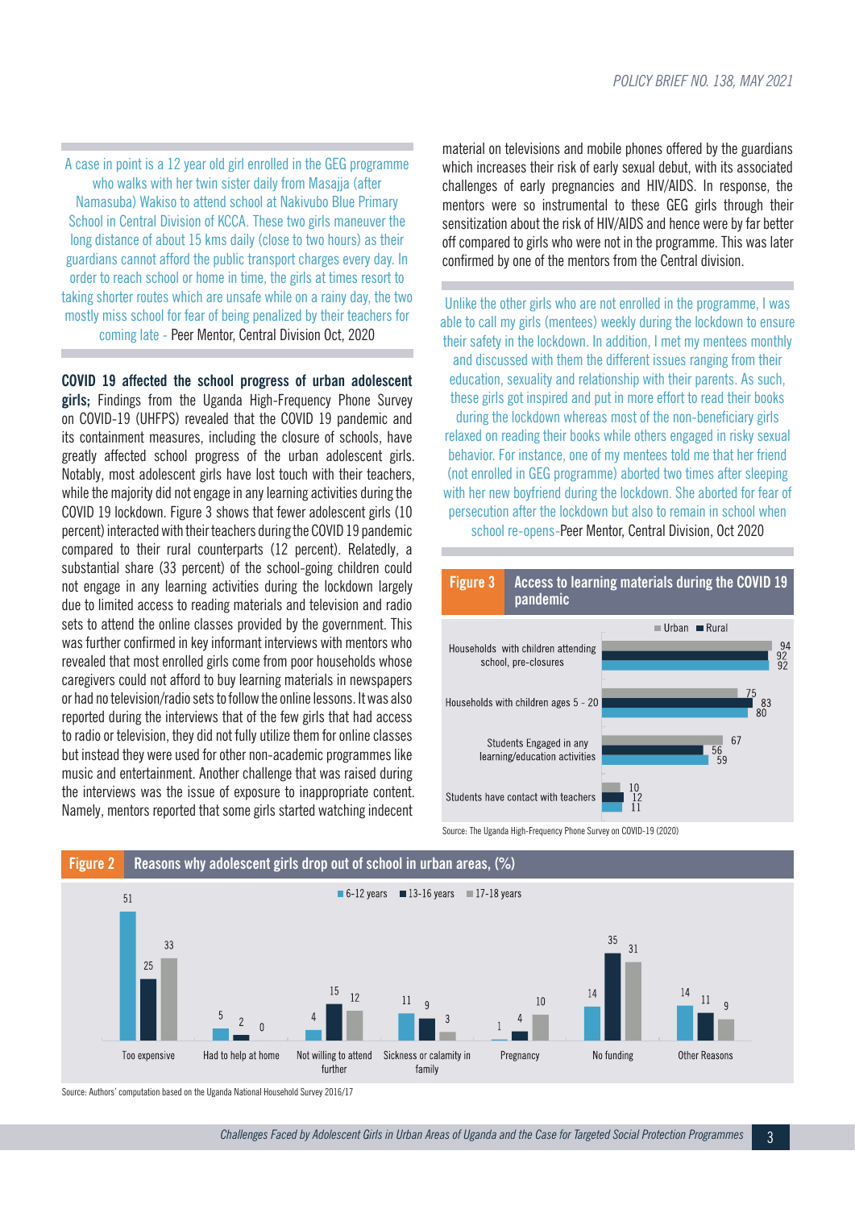A case in point is a 12 year old girl enrolled in the GEG programme who walks with her twin sister daily from Masajja (after Namasuba) Wakiso to attend school at Nakivubo Blue Primary School in Central Division of KCCA. These two girls maneuver the long distance of about 15 kms daily (close to two hours) as their guardians cannot afford the public transport charges every day. In order to reach school or home in time, the girls at times resort to taking shorter routes which are unsafe while on a rainy day, the two mostly miss school for fear of being penalized by their teachers for coming late - Peer Mentor, Central Division Oct, 2020

**COVID 19 affected the school progress of urban adolescent girls;** Findings from the Uganda High-Frequency Phone Survey on COVID-19 (UHFPS) revealed that the COVID 19 pandemic and its containment measures, including the closure of schools, have greatly affected school progress of the urban adolescent girls. Notably, most adolescent girls have lost touch with their teachers, while the majority did not engage in any learning activities during the COVID 19 lockdown. Figure 3 shows that fewer adolescent girls (10 percent) interacted with their teachers during the COVID 19 pandemic compared to their rural counterparts (12 percent). Relatedly, a substantial share (33 percent) of the school-going children could not engage in any learning activities during the lockdown largely due to limited access to reading materials and television and radio sets to attend the online classes provided by the government. This was further confirmed in key informant interviews with mentors who revealed that most enrolled girls come from poor households whose caregivers could not afford to buy learning materials in newspapers or had no television/radio sets to follow the online lessons. It was also reported during the interviews that of the few girls that had access to radio or television, they did not fully utilize them for online classes but instead they were used for other non-academic programmes like music and entertainment. Another challenge that was raised during the interviews was the issue of exposure to inappropriate content. Namely, mentors reported that some girls started watching indecent material on televisions and mobile phones offered by the guardians which increases their risk of early sexual debut, with its associated challenges of early pregnancies and HIV/AIDS. In response, the mentors were so instrumental to these GEG girls through their sensitization about the risk of HIV/AIDS and hence were by far better off compared to girls who were not in the programme. This was later confirmed by one of the mentors from the Central division.

Unlike the other girls who are not enrolled in the programme, I was able to call my girls (mentees) weekly during the lockdown to ensure their safety in the lockdown. In addition, I met my mentees monthly and discussed with them the different issues ranging from their education, sexuality and relationship with their parents. As such, these girls got inspired and put in more effort to read their books during the lockdown whereas most of the non-beneficiary girls relaxed on reading their books while others engaged in risky sexual behavior. For instance, one of my mentees told me that her friend (not enrolled in GEG programme) aborted two times after sleeping with her new boyfriend during the lockdown. She aborted for fear of persecution after the lockdown but also to remain in school when school re-opens-Peer Mentor, Central Division, Oct 2020

**Figure 3** Access to learning materials during the COVID 19 pandemic

| | Urban | Rural | (unlabeled) |
|---|---|---|---|
| Households with children attending school, pre-closures | 94 | 92 | 92 |
| Households with children ages 5 - 20 | 75 | 83 | 80 |
| Students Engaged in any learning/education activities | 67 | 56 | 59 |
| Students have contact with teachers | 10 | 12 | 11 |

Source: The Uganda High-Frequency Phone Survey on COVID-19 (2020)

**Figure 2** Reasons why adolescent girls drop out of school in urban areas, (%)

| Reason | 6-12 years | 13-16 years | 17-18 years |
|---|---|---|---|
| Too expensive | 51 | 25 | 33 |
| Had to help at home | 5 | 2 | 0 |
| Not willing to attend further | 4 | 15 | 12 |
| Sickness or calamity in family | 11 | 9 | 3 |
| Pregnancy | 1 | 4 | 10 |
| No funding | 14 | 35 | 31 |
| Other Reasons | 14 | 11 | 9 |

Source: Authors' computation based on the Uganda National Household Survey 2016/17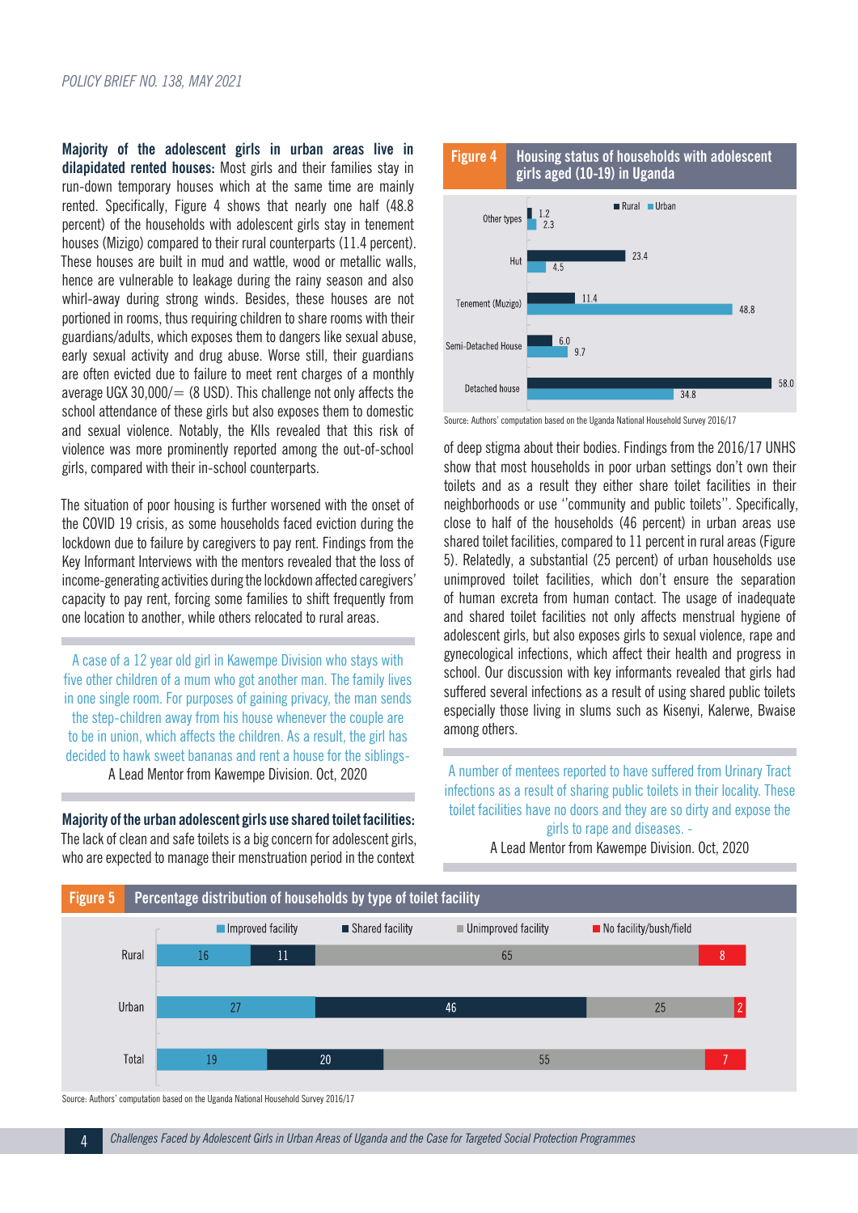**Majority of the adolescent girls in urban areas live in dilapidated rented houses:** Most girls and their families stay in run-down temporary houses which at the same time are mainly rented. Specifically, Figure 4 shows that nearly one half (48.8 percent) of the households with adolescent girls stay in tenement houses (Mizigo) compared to their rural counterparts (11.4 percent). These houses are built in mud and wattle, wood or metallic walls, hence are vulnerable to leakage during the rainy season and also whirl-away during strong winds. Besides, these houses are not portioned in rooms, thus requiring children to share rooms with their guardians/adults, which exposes them to dangers like sexual abuse, early sexual activity and drug abuse. Worse still, their guardians are often evicted due to failure to meet rent charges of a monthly average UGX 30,000/= (8 USD). This challenge not only affects the school attendance of these girls but also exposes them to domestic and sexual violence. Notably, the KIIs revealed that this risk of violence was more prominently reported among the out-of-school girls, compared with their in-school counterparts.

The situation of poor housing is further worsened with the onset of the COVID 19 crisis, as some households faced eviction during the lockdown due to failure by caregivers to pay rent. Findings from the Key Informant Interviews with the mentors revealed that the loss of income-generating activities during the lockdown affected caregivers' capacity to pay rent, forcing some families to shift frequently from one location to another, while others relocated to rural areas.

> A case of a 12 year old girl in Kawempe Division who stays with five other children of a mum who got another man. The family lives in one single room. For purposes of gaining privacy, the man sends the step-children away from his house whenever the couple are to be in union, which affects the children. As a result, the girl has decided to hawk sweet bananas and rent a house for the siblings-
> A Lead Mentor from Kawempe Division. Oct, 2020

**Majority of the urban adolescent girls use shared toilet facilities:** The lack of clean and safe toilets is a big concern for adolescent girls, who are expected to manage their menstruation period in the context of deep stigma about their bodies. Findings from the 2016/17 UNHS show that most households in poor urban settings don't own their toilets and as a result they either share toilet facilities in their neighborhoods or use ''community and public toilets''. Specifically, close to half of the households (46 percent) in urban areas use shared toilet facilities, compared to 11 percent in rural areas (Figure 5). Relatedly, a substantial (25 percent) of urban households use unimproved toilet facilities, which don't ensure the separation of human excreta from human contact. The usage of inadequate and shared toilet facilities not only affects menstrual hygiene of adolescent girls, but also exposes girls to sexual violence, rape and gynecological infections, which affect their health and progress in school. Our discussion with key informants revealed that girls had suffered several infections as a result of using shared public toilets especially those living in slums such as Kisenyi, Kalerwe, Bwaise among others.

**Figure 4** Housing status of households with adolescent girls aged (10-19) in Uganda

| Housing type | Rural | Urban |
|---|---|---|
| Other types | 1.2 | 2.3 |
| Hut | 23.4 | 4.5 |
| Tenement (Muzigo) | 11.4 | 48.8 |
| Semi-Detached House | 6.0 | 9.7 |
| Detached house | 58.0 | 34.8 |

Source: Authors' computation based on the Uganda National Household Survey 2016/17

> A number of mentees reported to have suffered from Urinary Tract infections as a result of sharing public toilets in their locality. These toilet facilities have no doors and they are so dirty and expose the girls to rape and diseases. -
> A Lead Mentor from Kawempe Division. Oct, 2020

**Figure 5** Percentage distribution of households by type of toilet facility

| | Improved facility | Shared facility | Unimproved facility | No facility/bush/field |
|---|---|---|---|---|
| Rural | 16 | 11 | 65 | 8 |
| Urban | 27 | 46 | 25 | 2 |
| Total | 19 | 20 | 55 | 7 |

Source: Authors' computation based on the Uganda National Household Survey 2016/17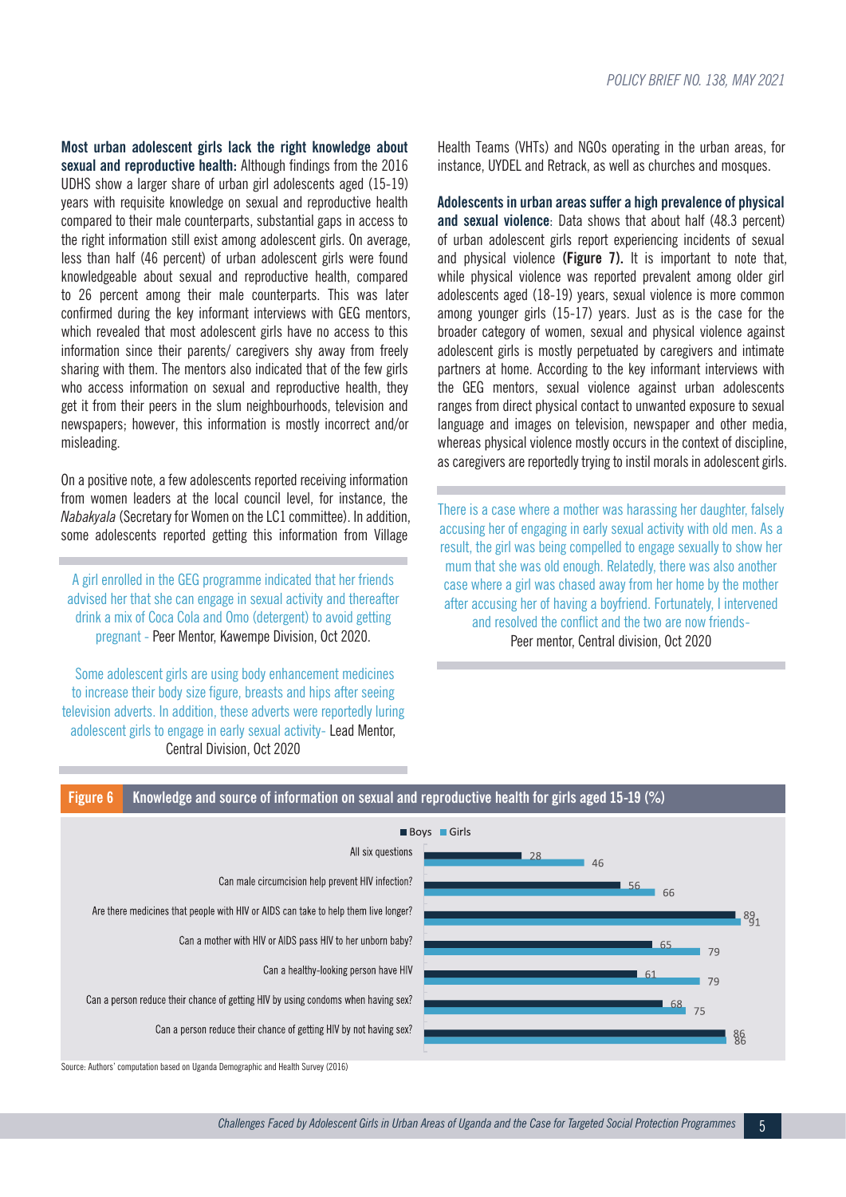**Most urban adolescent girls lack the right knowledge about sexual and reproductive health:** Although findings from the 2016 UDHS show a larger share of urban girl adolescents aged (15-19) years with requisite knowledge on sexual and reproductive health compared to their male counterparts, substantial gaps in access to the right information still exist among adolescent girls. On average, less than half (46 percent) of urban adolescent girls were found knowledgeable about sexual and reproductive health, compared to 26 percent among their male counterparts. This was later confirmed during the key informant interviews with GEG mentors, which revealed that most adolescent girls have no access to this information since their parents/ caregivers shy away from freely sharing with them. The mentors also indicated that of the few girls who access information on sexual and reproductive health, they get it from their peers in the slum neighbourhoods, television and newspapers; however, this information is mostly incorrect and/or misleading.

On a positive note, a few adolescents reported receiving information from women leaders at the local council level, for instance, the *Nabakyala* (Secretary for Women on the LC1 committee). In addition, some adolescents reported getting this information from Village Health Teams (VHTs) and NGOs operating in the urban areas, for instance, UYDEL and Retrack, as well as churches and mosques.

> A girl enrolled in the GEG programme indicated that her friends advised her that she can engage in sexual activity and thereafter drink a mix of Coca Cola and Omo (detergent) to avoid getting pregnant - Peer Mentor, Kawempe Division, Oct 2020.

> Some adolescent girls are using body enhancement medicines to increase their body size figure, breasts and hips after seeing television adverts. In addition, these adverts were reportedly luring adolescent girls to engage in early sexual activity- Lead Mentor, Central Division, Oct 2020

**Adolescents in urban areas suffer a high prevalence of physical and sexual violence**: Data shows that about half (48.3 percent) of urban adolescent girls report experiencing incidents of sexual and physical violence **(Figure 7).** It is important to note that, while physical violence was reported prevalent among older girl adolescents aged (18-19) years, sexual violence is more common among younger girls (15-17) years. Just as is the case for the broader category of women, sexual and physical violence against adolescent girls is mostly perpetuated by caregivers and intimate partners at home. According to the key informant interviews with the GEG mentors, sexual violence against urban adolescents ranges from direct physical contact to unwanted exposure to sexual language and images on television, newspaper and other media, whereas physical violence mostly occurs in the context of discipline, as caregivers are reportedly trying to instil morals in adolescent girls.

> There is a case where a mother was harassing her daughter, falsely accusing her of engaging in early sexual activity with old men. As a result, the girl was being compelled to engage sexually to show her mum that she was old enough. Relatedly, there was also another case where a girl was chased away from her home by the mother after accusing her of having a boyfriend. Fortunately, I intervened and resolved the conflict and the two are now friends- Peer mentor, Central division, Oct 2020

**Figure 6** Knowledge and source of information on sexual and reproductive health for girls aged 15-19 (%)

| | Boys | Girls |
|---|---|---|
| All six questions | 28 | 46 |
| Can male circumcision help prevent HIV infection? | 56 | 66 |
| Are there medicines that people with HIV or AIDS can take to help them live longer? | 89 | 91 |
| Can a mother with HIV or AIDS pass HIV to her unborn baby? | 65 | 79 |
| Can a healthy-looking person have HIV | 61 | 79 |
| Can a person reduce their chance of getting HIV by using condoms when having sex? | 68 | 75 |
| Can a person reduce their chance of getting HIV by not having sex? | 86 | 86 |

Source: Authors' computation based on Uganda Demographic and Health Survey (2016)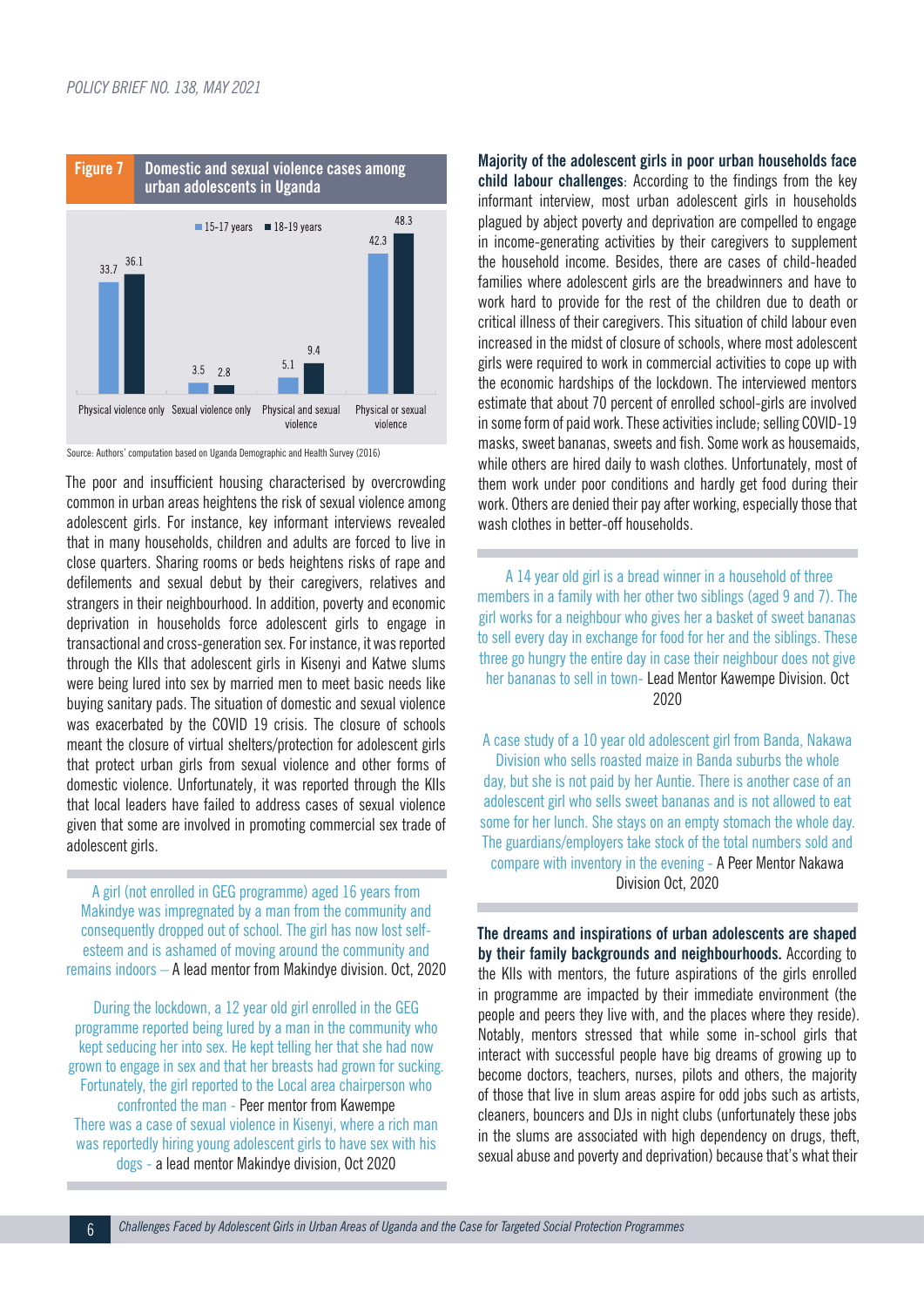**Figure 7** Domestic and sexual violence cases among urban adolescents in Uganda

| | 15-17 years | 18-19 years |
|---|---|---|
| Physical violence only | 33.7 | 36.1 |
| Sexual violence only | 3.5 | 2.8 |
| Physical and sexual violence | 5.1 | 9.4 |
| Physical or sexual violence | 42.3 | 48.3 |

Source: Authors' computation based on Uganda Demographic and Health Survey (2016)

The poor and insufficient housing characterised by overcrowding common in urban areas heightens the risk of sexual violence among adolescent girls. For instance, key informant interviews revealed that in many households, children and adults are forced to live in close quarters. Sharing rooms or beds heightens risks of rape and defilements and sexual debut by their caregivers, relatives and strangers in their neighbourhood. In addition, poverty and economic deprivation in households force adolescent girls to engage in transactional and cross-generation sex. For instance, it was reported through the KIIs that adolescent girls in Kisenyi and Katwe slums were being lured into sex by married men to meet basic needs like buying sanitary pads. The situation of domestic and sexual violence was exacerbated by the COVID 19 crisis. The closure of schools meant the closure of virtual shelters/protection for adolescent girls that protect urban girls from sexual violence and other forms of domestic violence. Unfortunately, it was reported through the KIIs that local leaders have failed to address cases of sexual violence given that some are involved in promoting commercial sex trade of adolescent girls.

> A girl (not enrolled in GEG programme) aged 16 years from Makindye was impregnated by a man from the community and consequently dropped out of school. The girl has now lost self-esteem and is ashamed of moving around the community and remains indoors – A lead mentor from Makindye division. Oct, 2020
>
> During the lockdown, a 12 year old girl enrolled in the GEG programme reported being lured by a man in the community who kept seducing her into sex. He kept telling her that she had now grown to engage in sex and that her breasts had grown for sucking. Fortunately, the girl reported to the Local area chairperson who confronted the man - Peer mentor from Kawempe
>
> There was a case of sexual violence in Kisenyi, where a rich man was reportedly hiring young adolescent girls to have sex with his dogs - a lead mentor Makindye division, Oct 2020

**Majority of the adolescent girls in poor urban households face child labour challenges**: According to the findings from the key informant interview, most urban adolescent girls in households plagued by abject poverty and deprivation are compelled to engage in income-generating activities by their caregivers to supplement the household income. Besides, there are cases of child-headed families where adolescent girls are the breadwinners and have to work hard to provide for the rest of the children due to death or critical illness of their caregivers. This situation of child labour even increased in the midst of closure of schools, where most adolescent girls were required to work in commercial activities to cope up with the economic hardships of the lockdown. The interviewed mentors estimate that about 70 percent of enrolled school-girls are involved in some form of paid work. These activities include; selling COVID-19 masks, sweet bananas, sweets and fish. Some work as housemaids, while others are hired daily to wash clothes. Unfortunately, most of them work under poor conditions and hardly get food during their work. Others are denied their pay after working, especially those that wash clothes in better-off households.

> A 14 year old girl is a bread winner in a household of three members in a family with her other two siblings (aged 9 and 7). The girl works for a neighbour who gives her a basket of sweet bananas to sell every day in exchange for food for her and the siblings. These three go hungry the entire day in case their neighbour does not give her bananas to sell in town- Lead Mentor Kawempe Division. Oct 2020
>
> A case study of a 10 year old adolescent girl from Banda, Nakawa Division who sells roasted maize in Banda suburbs the whole day, but she is not paid by her Auntie. There is another case of an adolescent girl who sells sweet bananas and is not allowed to eat some for her lunch. She stays on an empty stomach the whole day. The guardians/employers take stock of the total numbers sold and compare with inventory in the evening - A Peer Mentor Nakawa Division Oct, 2020

**The dreams and inspirations of urban adolescents are shaped by their family backgrounds and neighbourhoods.** According to the KIIs with mentors, the future aspirations of the girls enrolled in programme are impacted by their immediate environment (the people and peers they live with, and the places where they reside). Notably, mentors stressed that while some in-school girls that interact with successful people have big dreams of growing up to become doctors, teachers, nurses, pilots and others, the majority of those that live in slum areas aspire for odd jobs such as artists, cleaners, bouncers and DJs in night clubs (unfortunately these jobs in the slums are associated with high dependency on drugs, theft, sexual abuse and poverty and deprivation) because that's what their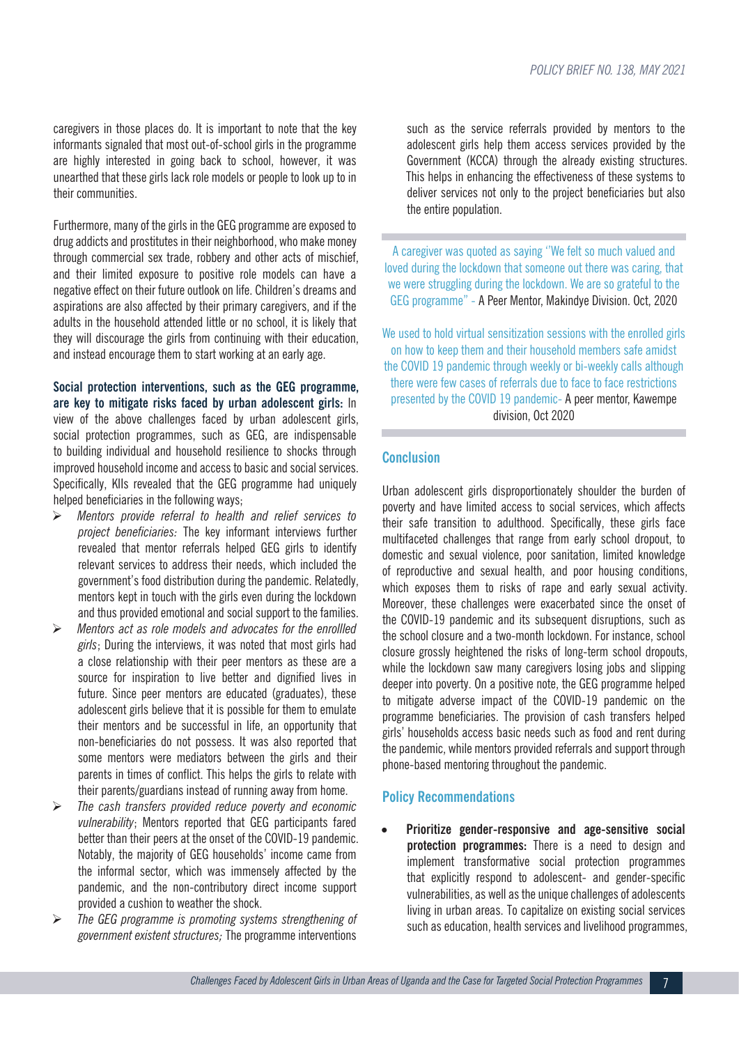caregivers in those places do. It is important to note that the key informants signaled that most out-of-school girls in the programme are highly interested in going back to school, however, it was unearthed that these girls lack role models or people to look up to in their communities.

Furthermore, many of the girls in the GEG programme are exposed to drug addicts and prostitutes in their neighborhood, who make money through commercial sex trade, robbery and other acts of mischief, and their limited exposure to positive role models can have a negative effect on their future outlook on life. Children's dreams and aspirations are also affected by their primary caregivers, and if the adults in the household attended little or no school, it is likely that they will discourage the girls from continuing with their education, and instead encourage them to start working at an early age.

**Social protection interventions, such as the GEG programme, are key to mitigate risks faced by urban adolescent girls:** In view of the above challenges faced by urban adolescent girls, social protection programmes, such as GEG, are indispensable to building individual and household resilience to shocks through improved household income and access to basic and social services. Specifically, KIIs revealed that the GEG programme had uniquely helped beneficiaries in the following ways;

- *Mentors provide referral to health and relief services to project beneficiaries:* The key informant interviews further revealed that mentor referrals helped GEG girls to identify relevant services to address their needs, which included the government's food distribution during the pandemic. Relatedly, mentors kept in touch with the girls even during the lockdown and thus provided emotional and social support to the families.
- *Mentors act as role models and advocates for the enrollled girls*; During the interviews, it was noted that most girls had a close relationship with their peer mentors as these are a source for inspiration to live better and dignified lives in future. Since peer mentors are educated (graduates), these adolescent girls believe that it is possible for them to emulate their mentors and be successful in life, an opportunity that non-beneficiaries do not possess. It was also reported that some mentors were mediators between the girls and their parents in times of conflict. This helps the girls to relate with their parents/guardians instead of running away from home.
- *The cash transfers provided reduce poverty and economic vulnerability*; Mentors reported that GEG participants fared better than their peers at the onset of the COVID-19 pandemic. Notably, the majority of GEG households' income came from the informal sector, which was immensely affected by the pandemic, and the non-contributory direct income support provided a cushion to weather the shock.
- *The GEG programme is promoting systems strengthening of government existent structures;* The programme interventions such as the service referrals provided by mentors to the adolescent girls help them access services provided by the Government (KCCA) through the already existing structures. This helps in enhancing the effectiveness of these systems to deliver services not only to the project beneficiaries but also the entire population.

> A caregiver was quoted as saying "We felt so much valued and loved during the lockdown that someone out there was caring, that we were struggling during the lockdown. We are so grateful to the GEG programme" - A Peer Mentor, Makindye Division. Oct, 2020
>
> We used to hold virtual sensitization sessions with the enrolled girls on how to keep them and their household members safe amidst the COVID 19 pandemic through weekly or bi-weekly calls although there were few cases of referrals due to face to face restrictions presented by the COVID 19 pandemic- A peer mentor, Kawempe division, Oct 2020

## Conclusion

Urban adolescent girls disproportionately shoulder the burden of poverty and have limited access to social services, which affects their safe transition to adulthood. Specifically, these girls face multifaceted challenges that range from early school dropout, to domestic and sexual violence, poor sanitation, limited knowledge of reproductive and sexual health, and poor housing conditions, which exposes them to risks of rape and early sexual activity. Moreover, these challenges were exacerbated since the onset of the COVID-19 pandemic and its subsequent disruptions, such as the school closure and a two-month lockdown. For instance, school closure grossly heightened the risks of long-term school dropouts, while the lockdown saw many caregivers losing jobs and slipping deeper into poverty. On a positive note, the GEG programme helped to mitigate adverse impact of the COVID-19 pandemic on the programme beneficiaries. The provision of cash transfers helped girls' households access basic needs such as food and rent during the pandemic, while mentors provided referrals and support through phone-based mentoring throughout the pandemic.

## Policy Recommendations

- **Prioritize gender-responsive and age-sensitive social protection programmes:** There is a need to design and implement transformative social protection programmes that explicitly respond to adolescent- and gender-specific vulnerabilities, as well as the unique challenges of adolescents living in urban areas. To capitalize on existing social services such as education, health services and livelihood programmes,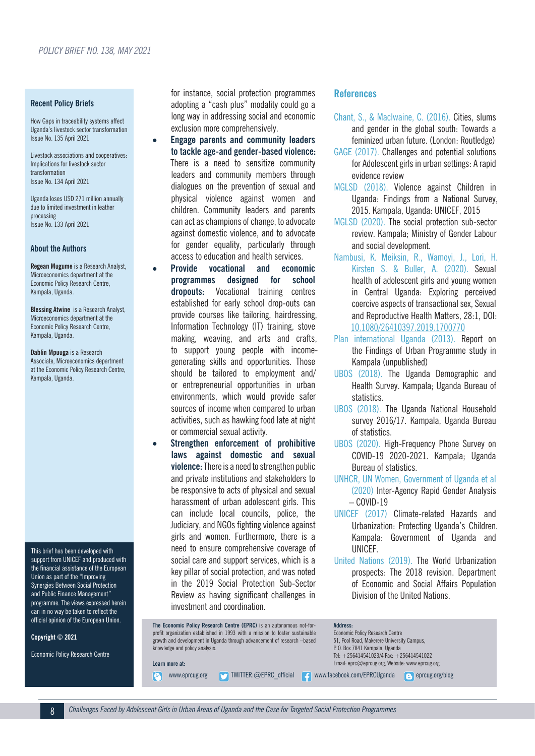### Recent Policy Briefs

How Gaps in traceability systems affect Uganda's livestock sector transformation
Issue No. 135 April 2021

Livestock associations and cooperatives: Implications for livestock sector transformation
Issue No. 134 April 2021

Uganda loses USD 271 million annually due to limited investment in leather processing
Issue No. 133 April 2021

### About the Authors

**Regean Mugume** is a Research Analyst, Microeconomics department at the Economic Policy Research Centre, Kampala, Uganda.

**Blessing Atwine** is a Research Analyst, Microeconomics department at the Economic Policy Research Centre, Kampala, Uganda.

**Dablin Mpuuga** is a Research Associate, Microeconomics department at the Economic Policy Research Centre, Kampala, Uganda.

This brief has been developed with support from UNICEF and produced with the financial assistance of the European Union as part of the "Improving Synergies Between Social Protection and Public Finance Management" programme. The views expressed herein can in no way be taken to reflect the official opinion of the European Union.

**Copyright © 2021**

Economic Policy Research Centre

for instance, social protection programmes adopting a "cash plus" modality could go a long way in addressing social and economic exclusion more comprehensively.

- **Engage parents and community leaders to tackle age-and gender-based violence:** There is a need to sensitize community leaders and community members through dialogues on the prevention of sexual and physical violence against women and children. Community leaders and parents can act as champions of change, to advocate against domestic violence, and to advocate for gender equality, particularly through access to education and health services.
- **Provide vocational and economic programmes designed for school dropouts:** Vocational training centres established for early school drop-outs can provide courses like tailoring, hairdressing, Information Technology (IT) training, stove making, weaving, and arts and crafts, to support young people with income-generating skills and opportunities. Those should be tailored to employment and/or entrepreneurial opportunities in urban environments, which would provide safer sources of income when compared to urban activities, such as hawking food late at night or commercial sexual activity.
- **Strengthen enforcement of prohibitive laws against domestic and sexual violence:** There is a need to strengthen public and private institutions and stakeholders to be responsive to acts of physical and sexual harassment of urban adolescent girls. This can include local councils, police, the Judiciary, and NGOs fighting violence against girls and women. Furthermore, there is a need to ensure comprehensive coverage of social care and support services, which is a key pillar of social protection, and was noted in the 2019 Social Protection Sub-Sector Review as having significant challenges in investment and coordination.

## References

Chant, S., & MacIwaine, C. (2016). Cities, slums and gender in the global south: Towards a feminized urban future. (London: Routledge)

GAGE (2017). Challenges and potential solutions for Adolescent girls in urban settings: A rapid evidence review

MGLSD (2018). Violence against Children in Uganda: Findings from a National Survey, 2015. Kampala, Uganda: UNICEF, 2015

MGLSD (2020). The social protection sub-sector review. Kampala; Ministry of Gender Labour and social development.

Nambusi, K. Meiksin, R., Wamoyi, J., Lori, H. Kirsten S. & Buller, A. (2020). Sexual health of adolescent girls and young women in Central Uganda: Exploring perceived coercive aspects of transactional sex, Sexual and Reproductive Health Matters, 28:1, DOI: 10.1080/26410397.2019.1700770

Plan international Uganda (2013). Report on the Findings of Urban Programme study in Kampala (unpublished)

UBOS (2018). The Uganda Demographic and Health Survey. Kampala; Uganda Bureau of statistics.

UBOS (2018). The Uganda National Household survey 2016/17. Kampala, Uganda Bureau of statistics.

UBOS (2020). High-Frequency Phone Survey on COVID-19 2020-2021. Kampala; Uganda Bureau of statistics.

UNHCR, UN Women, Government of Uganda et al (2020) Inter-Agency Rapid Gender Analysis – COVID-19

UNICEF (2017) Climate-related Hazards and Urbanization: Protecting Uganda's Children. Kampala: Government of Uganda and UNICEF.

United Nations (2019). The World Urbanization prospects: The 2018 revision. Department of Economic and Social Affairs Population Division of the United Nations.

**The Economic Policy Research Centre (EPRC)** is an autonomous not-for-profit organization established in 1993 with a mission to foster sustainable growth and development in Uganda through advancement of research –based knowledge and policy analysis.

**Learn more at:**

www.eprcug.org | TWITTER:@EPRC_official | www.facebook.com/EPRCUganda | eprcug.org/blog

**Address:**
Economic Policy Research Centre
51, Pool Road, Makerere University Campus,
P. O. Box 7841 Kampala, Uganda
Tel: +256414541023/4 Fax: +256414541022
Email: eprc@eprcug.org, Website: www.eprcug.org